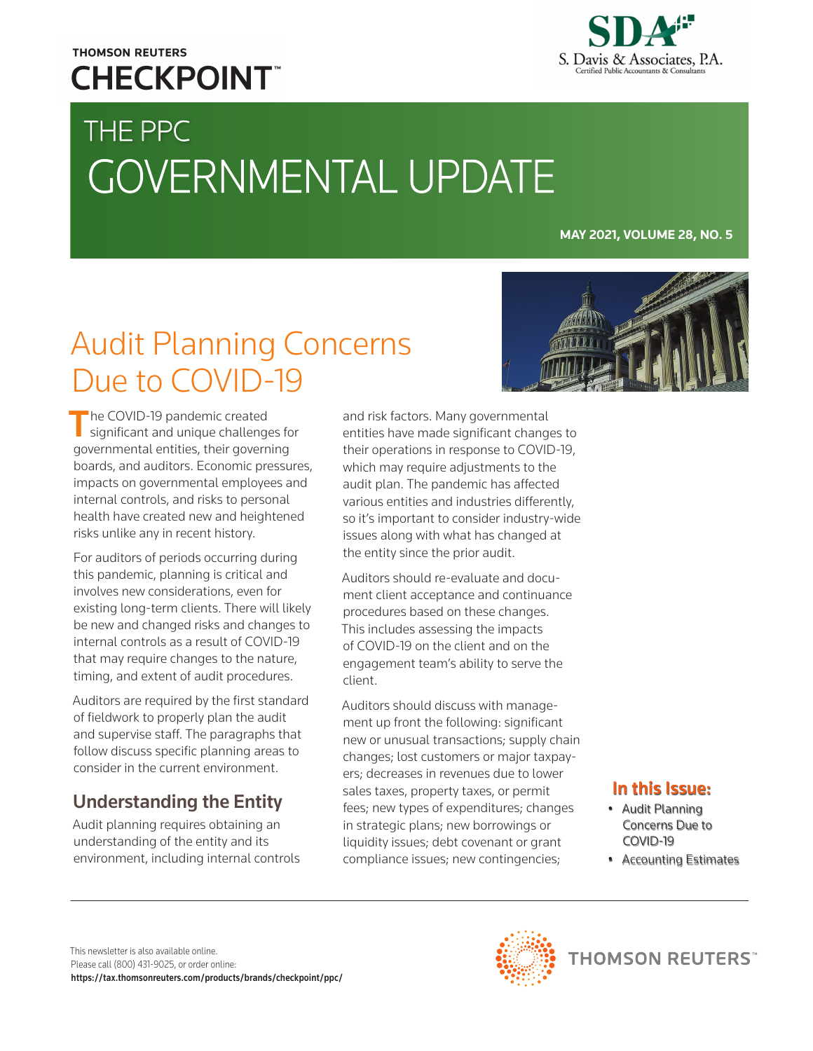THOMSON REUTERS
CHECKPOINT™

SDA
S. Davis & Associates, P.A.
Certified Public Accountants & Consultants

# THE PPC GOVERNMENTAL UPDATE

**MAY 2021, VOLUME 28, NO. 5**

## Audit Planning Concerns Due to COVID-19

The COVID-19 pandemic created significant and unique challenges for governmental entities, their governing boards, and auditors. Economic pressures, impacts on governmental employees and internal controls, and risks to personal health have created new and heightened risks unlike any in recent history.

For auditors of periods occurring during this pandemic, planning is critical and involves new considerations, even for existing long-term clients. There will likely be new and changed risks and changes to internal controls as a result of COVID-19 that may require changes to the nature, timing, and extent of audit procedures.

Auditors are required by the first standard of fieldwork to properly plan the audit and supervise staff. The paragraphs that follow discuss specific planning areas to consider in the current environment.

### Understanding the Entity

Audit planning requires obtaining an understanding of the entity and its environment, including internal controls and risk factors. Many governmental entities have made significant changes to their operations in response to COVID-19, which may require adjustments to the audit plan. The pandemic has affected various entities and industries differently, so it's important to consider industry-wide issues along with what has changed at the entity since the prior audit.

Auditors should re-evaluate and document client acceptance and continuance procedures based on these changes. This includes assessing the impacts of COVID-19 on the client and on the engagement team's ability to serve the client.

Auditors should discuss with management up front the following: significant new or unusual transactions; supply chain changes; lost customers or major taxpayers; decreases in revenues due to lower sales taxes, property taxes, or permit fees; new types of expenditures; changes in strategic plans; new borrowings or liquidity issues; debt covenant or grant compliance issues; new contingencies;

**In this Issue:**

- Audit Planning Concerns Due to COVID-19
- Accounting Estimates

This newsletter is also available online.
Please call (800) 431-9025, or order online:
**https://tax.thomsonreuters.com/products/brands/checkpoint/ppc/**

THOMSON REUTERS™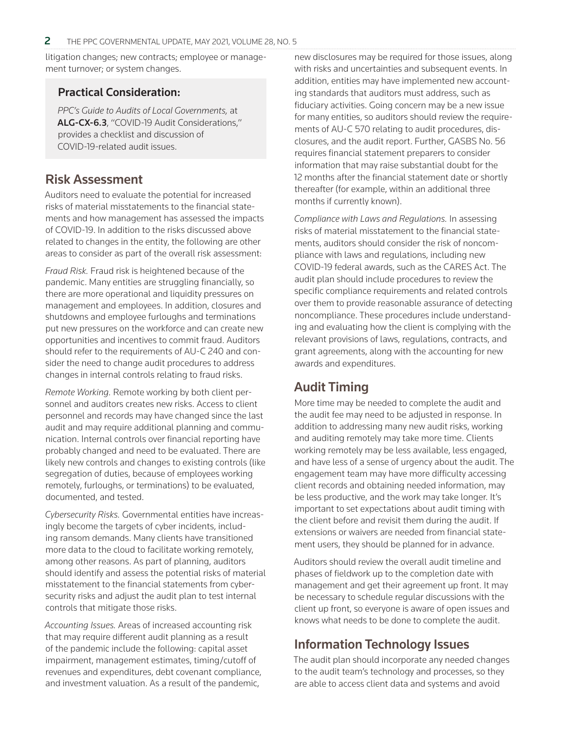litigation changes; new contracts; employee or management turnover; or system changes.

> **Practical Consideration:**
>
> *PPC's Guide to Audits of Local Governments,* at **ALG-CX-6.3**, "COVID-19 Audit Considerations," provides a checklist and discussion of COVID-19-related audit issues.

## Risk Assessment

Auditors need to evaluate the potential for increased risks of material misstatements to the financial statements and how management has assessed the impacts of COVID-19. In addition to the risks discussed above related to changes in the entity, the following are other areas to consider as part of the overall risk assessment:

*Fraud Risk.* Fraud risk is heightened because of the pandemic. Many entities are struggling financially, so there are more operational and liquidity pressures on management and employees. In addition, closures and shutdowns and employee furloughs and terminations put new pressures on the workforce and can create new opportunities and incentives to commit fraud. Auditors should refer to the requirements of AU-C 240 and consider the need to change audit procedures to address changes in internal controls relating to fraud risks.

*Remote Working.* Remote working by both client personnel and auditors creates new risks. Access to client personnel and records may have changed since the last audit and may require additional planning and communication. Internal controls over financial reporting have probably changed and need to be evaluated. There are likely new controls and changes to existing controls (like segregation of duties, because of employees working remotely, furloughs, or terminations) to be evaluated, documented, and tested.

*Cybersecurity Risks.* Governmental entities have increasingly become the targets of cyber incidents, including ransom demands. Many clients have transitioned more data to the cloud to facilitate working remotely, among other reasons. As part of planning, auditors should identify and assess the potential risks of material misstatement to the financial statements from cybersecurity risks and adjust the audit plan to test internal controls that mitigate those risks.

*Accounting Issues.* Areas of increased accounting risk that may require different audit planning as a result of the pandemic include the following: capital asset impairment, management estimates, timing/cutoff of revenues and expenditures, debt covenant compliance, and investment valuation. As a result of the pandemic, new disclosures may be required for those issues, along with risks and uncertainties and subsequent events. In addition, entities may have implemented new accounting standards that auditors must address, such as fiduciary activities. Going concern may be a new issue for many entities, so auditors should review the requirements of AU-C 570 relating to audit procedures, disclosures, and the audit report. Further, GASBS No. 56 requires financial statement preparers to consider information that may raise substantial doubt for the 12 months after the financial statement date or shortly thereafter (for example, within an additional three months if currently known).

*Compliance with Laws and Regulations.* In assessing risks of material misstatement to the financial statements, auditors should consider the risk of noncompliance with laws and regulations, including new COVID-19 federal awards, such as the CARES Act. The audit plan should include procedures to review the specific compliance requirements and related controls over them to provide reasonable assurance of detecting noncompliance. These procedures include understanding and evaluating how the client is complying with the relevant provisions of laws, regulations, contracts, and grant agreements, along with the accounting for new awards and expenditures.

## Audit Timing

More time may be needed to complete the audit and the audit fee may need to be adjusted in response. In addition to addressing many new audit risks, working and auditing remotely may take more time. Clients working remotely may be less available, less engaged, and have less of a sense of urgency about the audit. The engagement team may have more difficulty accessing client records and obtaining needed information, may be less productive, and the work may take longer. It's important to set expectations about audit timing with the client before and revisit them during the audit. If extensions or waivers are needed from financial statement users, they should be planned for in advance.

Auditors should review the overall audit timeline and phases of fieldwork up to the completion date with management and get their agreement up front. It may be necessary to schedule regular discussions with the client up front, so everyone is aware of open issues and knows what needs to be done to complete the audit.

## Information Technology Issues

The audit plan should incorporate any needed changes to the audit team's technology and processes, so they are able to access client data and systems and avoid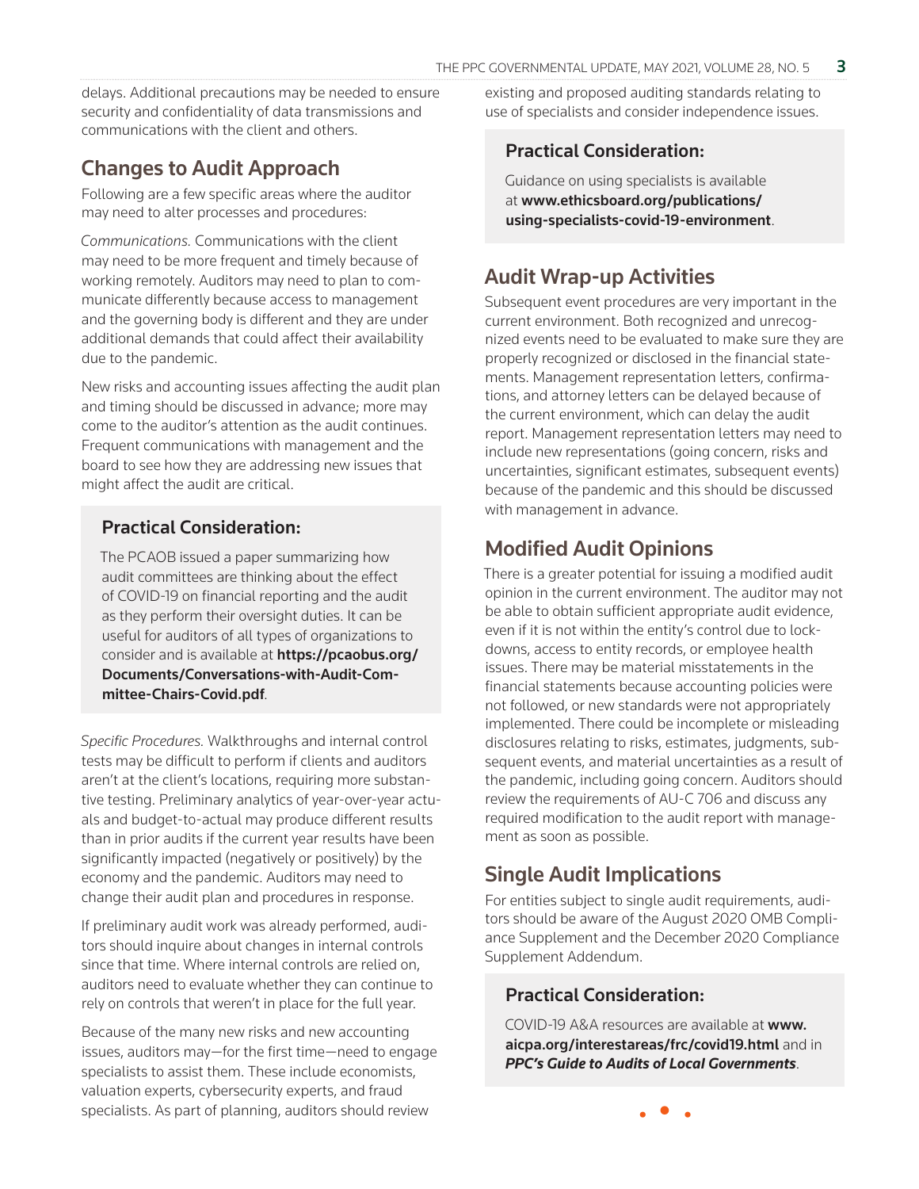delays. Additional precautions may be needed to ensure security and confidentiality of data transmissions and communications with the client and others.

## Changes to Audit Approach

Following are a few specific areas where the auditor may need to alter processes and procedures:

*Communications.* Communications with the client may need to be more frequent and timely because of working remotely. Auditors may need to plan to communicate differently because access to management and the governing body is different and they are under additional demands that could affect their availability due to the pandemic.

New risks and accounting issues affecting the audit plan and timing should be discussed in advance; more may come to the auditor's attention as the audit continues. Frequent communications with management and the board to see how they are addressing new issues that might affect the audit are critical.

### Practical Consideration:

The PCAOB issued a paper summarizing how audit committees are thinking about the effect of COVID-19 on financial reporting and the audit as they perform their oversight duties. It can be useful for auditors of all types of organizations to consider and is available at **https://pcaobus.org/Documents/Conversations-with-Audit-Committee-Chairs-Covid.pdf**.

*Specific Procedures.* Walkthroughs and internal control tests may be difficult to perform if clients and auditors aren't at the client's locations, requiring more substantive testing. Preliminary analytics of year-over-year actuals and budget-to-actual may produce different results than in prior audits if the current year results have been significantly impacted (negatively or positively) by the economy and the pandemic. Auditors may need to change their audit plan and procedures in response.

If preliminary audit work was already performed, auditors should inquire about changes in internal controls since that time. Where internal controls are relied on, auditors need to evaluate whether they can continue to rely on controls that weren't in place for the full year.

Because of the many new risks and new accounting issues, auditors may—for the first time—need to engage specialists to assist them. These include economists, valuation experts, cybersecurity experts, and fraud specialists. As part of planning, auditors should review existing and proposed auditing standards relating to use of specialists and consider independence issues.

### Practical Consideration:

Guidance on using specialists is available at **www.ethicsboard.org/publications/using-specialists-covid-19-environment**.

## Audit Wrap-up Activities

Subsequent event procedures are very important in the current environment. Both recognized and unrecognized events need to be evaluated to make sure they are properly recognized or disclosed in the financial statements. Management representation letters, confirmations, and attorney letters can be delayed because of the current environment, which can delay the audit report. Management representation letters may need to include new representations (going concern, risks and uncertainties, significant estimates, subsequent events) because of the pandemic and this should be discussed with management in advance.

## Modified Audit Opinions

There is a greater potential for issuing a modified audit opinion in the current environment. The auditor may not be able to obtain sufficient appropriate audit evidence, even if it is not within the entity's control due to lockdowns, access to entity records, or employee health issues. There may be material misstatements in the financial statements because accounting policies were not followed, or new standards were not appropriately implemented. There could be incomplete or misleading disclosures relating to risks, estimates, judgments, subsequent events, and material uncertainties as a result of the pandemic, including going concern. Auditors should review the requirements of AU-C 706 and discuss any required modification to the audit report with management as soon as possible.

## Single Audit Implications

For entities subject to single audit requirements, auditors should be aware of the August 2020 OMB Compliance Supplement and the December 2020 Compliance Supplement Addendum.

### Practical Consideration:

COVID-19 A&A resources are available at **www.aicpa.org/interestareas/frc/covid19.html** and in ***PPC's Guide to Audits of Local Governments***.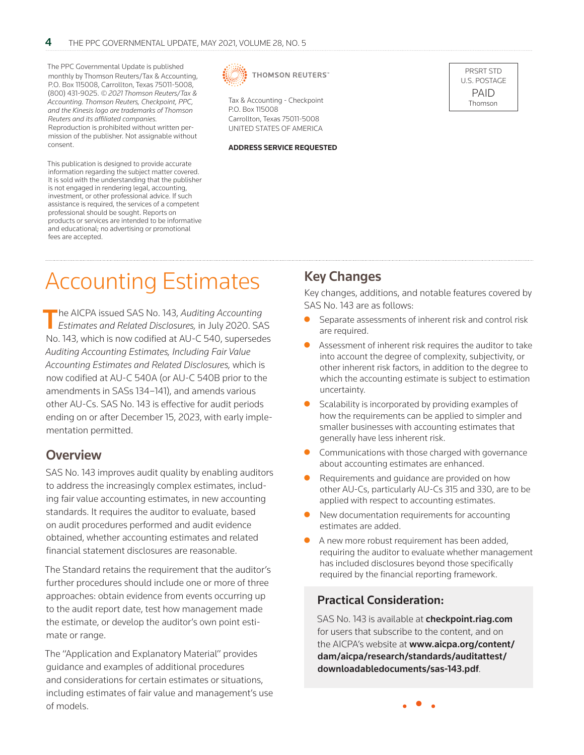The PPC Governmental Update is published monthly by Thomson Reuters/Tax & Accounting, P.O. Box 115008, Carrollton, Texas 75011-5008, (800) 431-9025. *© 2021 Thomson Reuters/Tax & Accounting. Thomson Reuters, Checkpoint, PPC, and the Kinesis logo are trademarks of Thomson Reuters and its affiliated companies.* Reproduction is prohibited without written permission of the publisher. Not assignable without consent.

This publication is designed to provide accurate information regarding the subject matter covered. It is sold with the understanding that the publisher is not engaged in rendering legal, accounting, investment, or other professional advice. If such assistance is required, the services of a competent professional should be sought. Reports on products or services are intended to be informative and educational; no advertising or promotional fees are accepted.

THOMSON REUTERS™

Tax & Accounting - Checkpoint
P.O. Box 115008
Carrollton, Texas 75011-5008
UNITED STATES OF AMERICA

**ADDRESS SERVICE REQUESTED**

PRSRT STD
U.S. POSTAGE
PAID
Thomson

# Accounting Estimates

The AICPA issued SAS No. 143, *Auditing Accounting Estimates and Related Disclosures,* in July 2020. SAS No. 143, which is now codified at AU-C 540, supersedes *Auditing Accounting Estimates, Including Fair Value Accounting Estimates and Related Disclosures,* which is now codified at AU-C 540A (or AU-C 540B prior to the amendments in SASs 134–141), and amends various other AU-Cs. SAS No. 143 is effective for audit periods ending on or after December 15, 2023, with early implementation permitted.

## Overview

SAS No. 143 improves audit quality by enabling auditors to address the increasingly complex estimates, including fair value accounting estimates, in new accounting standards. It requires the auditor to evaluate, based on audit procedures performed and audit evidence obtained, whether accounting estimates and related financial statement disclosures are reasonable.

The Standard retains the requirement that the auditor's further procedures should include one or more of three approaches: obtain evidence from events occurring up to the audit report date, test how management made the estimate, or develop the auditor's own point estimate or range.

The "Application and Explanatory Material" provides guidance and examples of additional procedures and considerations for certain estimates or situations, including estimates of fair value and management's use of models.

## Key Changes

Key changes, additions, and notable features covered by SAS No. 143 are as follows:

- Separate assessments of inherent risk and control risk are required.
- Assessment of inherent risk requires the auditor to take into account the degree of complexity, subjectivity, or other inherent risk factors, in addition to the degree to which the accounting estimate is subject to estimation uncertainty.
- Scalability is incorporated by providing examples of how the requirements can be applied to simpler and smaller businesses with accounting estimates that generally have less inherent risk.
- Communications with those charged with governance about accounting estimates are enhanced.
- Requirements and guidance are provided on how other AU-Cs, particularly AU-Cs 315 and 330, are to be applied with respect to accounting estimates.
- New documentation requirements for accounting estimates are added.
- A new more robust requirement has been added, requiring the auditor to evaluate whether management has included disclosures beyond those specifically required by the financial reporting framework.

### Practical Consideration:

SAS No. 143 is available at **checkpoint.riag.com** for users that subscribe to the content, and on the AICPA's website at **www.aicpa.org/content/dam/aicpa/research/standards/auditattest/downloadabledocuments/sas-143.pdf**.